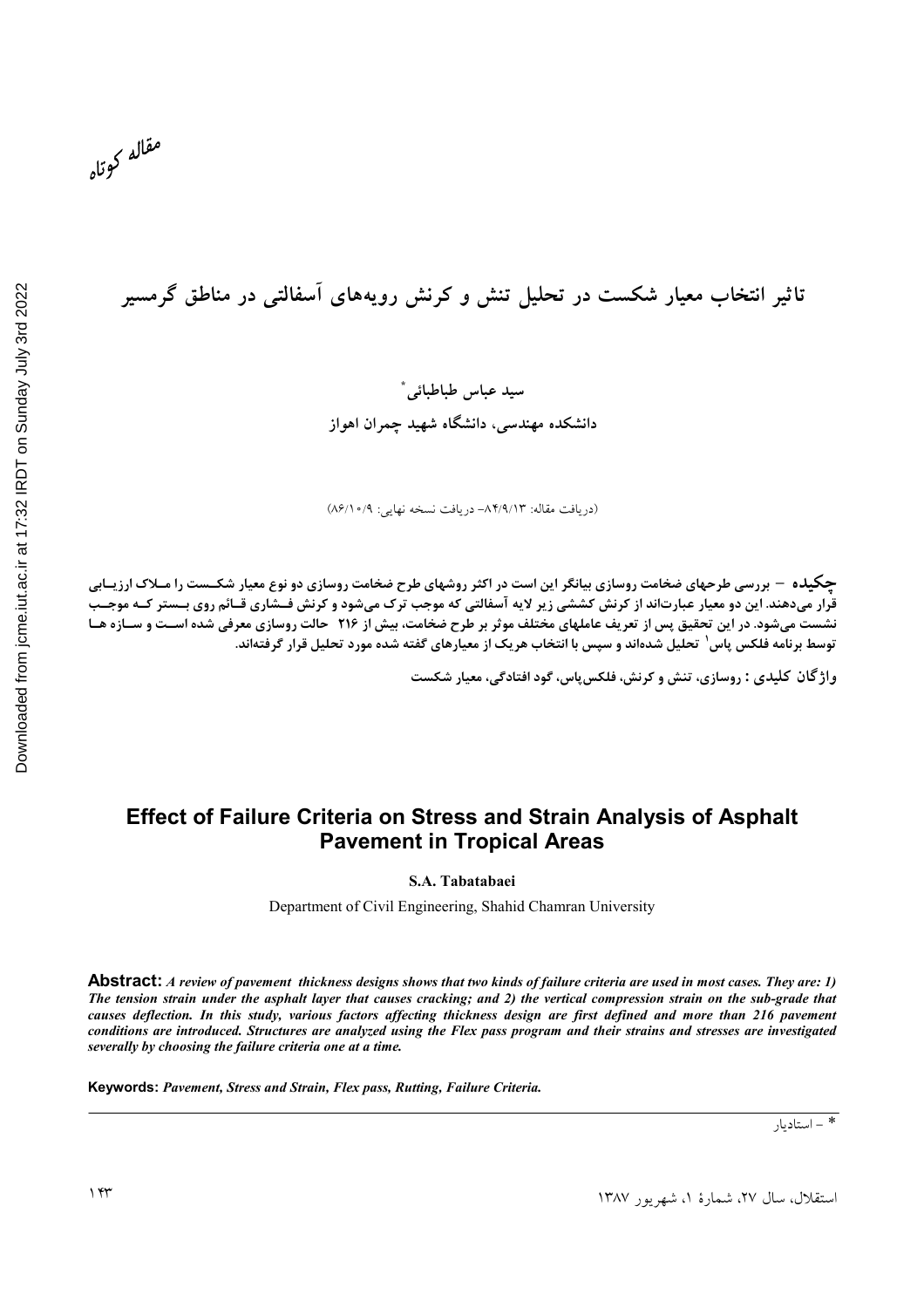مقاله کوتاه

# تاثیر انتخاب معیار شکست در تحلیل تنش و کرنش رویه‌های آسفالتی در مناطق گرمسیر

**سید عباس طباطبائی***

**دانشکده مهندسی، دانشگاه شهید چمران اهواز**

(دریافت مقاله: ۸۴/۹/۱۳– دریافت نسخه نهایی: ۸۶/۱۰/۹)

**چکیده** – بررسی طرحهای ضخامت روسازی بیانگر این است در اکثر روشهای طرح ضخامت روسازی دو نوع معیار شکست را ملاک ارزیابی قرار می‌دهند. این دو معیار عبارت‌اند از کرنش کششی زیر لایه آسفالتی که موجب ترک می‌شود و کرنش فشاری قائم روی بستر که موجب نشست می‌شود. در این تحقیق پس از تعریف عاملهای مختلف موثر بر طرح ضخامت، بیش از ۲۱۶ حالت روسازی معرفی شده است و سازه ها توسط برنامه فلکس پاس[1] تحلیل شده‌اند و سپس با انتخاب هریک از معیارهای گفته شده مورد تحلیل قرار گرفته‌اند.

**واژگان کلیدی :** روسازی، تنش و کرنش، فلکس‌پاس، گود افتادگی، معیار شکست

# Effect of Failure Criteria on Stress and Strain Analysis of Asphalt Pavement in Tropical Areas

**S.A. Tabatabaei**

Department of Civil Engineering, Shahid Chamran University

**Abstract:** *A review of pavement thickness designs shows that two kinds of failure criteria are used in most cases. They are: 1) The tension strain under the asphalt layer that causes cracking; and 2) the vertical compression strain on the sub-grade that causes deflection. In this study, various factors affecting thickness design are first defined and more than 216 pavement conditions are introduced. Structures are analyzed using the Flex pass program and their strains and stresses are investigated severally by choosing the failure criteria one at a time.*

**Keywords:** *Pavement, Stress and Strain, Flex pass, Rutting, Failure Criteria.*

---

* – استادیار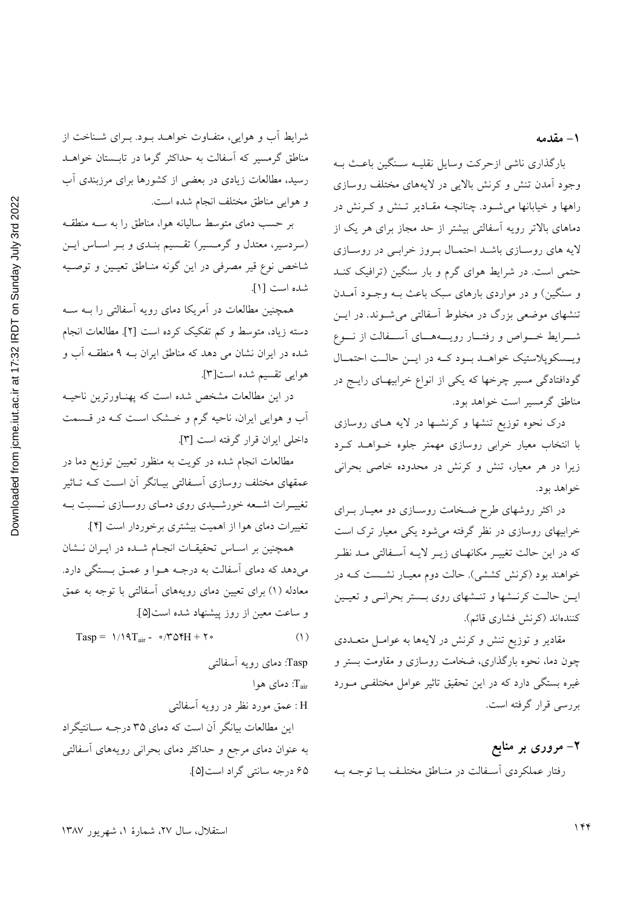## ۱- مقدمه

بارگذاری ناشی ازحرکت وسایل نقلیه سنگین باعث به وجود آمدن تنش و کرنش بالایی در لایه‌های مختلف روسازی راهها و خیابانها می‌شود. چنانچه مقادیر تنش و کرنش در دماهای بالاتر رویه آسفالتی بیشتر از حد مجاز برای هر یک از لایه های روسازی باشد احتمال بروز خرابی در روسازی حتمی است. در شرایط هوای گرم و بار سنگین (ترافیک کند و سنگین) و در مواردی بارهای سبک باعث به وجود آمدن تنشهای موضعی بزرگ در مخلوط آسفالتی می‌شوند. در این شرایط خواص و رفتار رویه‌های آسفالت از نوع ویسکوپلاستیک خواهد بود که در این حالت احتمال گودافتادگی مسیر چرخها که یکی از انواع خرابیهای رایج در مناطق گرمسیر است خواهد بود.

درک نحوه توزیع تنشها و کرنشها در لایه های روسازی با انتخاب معیار خرابی روسازی مهمتر جلوه خواهد کرد زیرا در هر معیار، تنش و کرنش در محدوده خاصی بحرانی خواهد بود.

در اکثر روشهای طرح ضخامت روسازی دو معیار برای خرابیهای روسازی در نظر گرفته می‌شود یکی معیار ترک است که در این حالت تغییر مکانهای زیر لایه آسفالتی مد نظر خواهند بود (کرنش کششی). حالت دوم معیار نشست که در این حالت کرنشها و تنشهای روی بستر بحرانی و تعیین کننده‌اند (کرنش فشاری قائم).

مقادیر و توزیع تنش و کرنش در لایه‌ها به عوامل متعددی چون دما، نحوه بارگذاری، ضخامت روسازی و مقاومت بستر و غیره بستگی دارد که در این تحقیق تاثیر عوامل مختلفی مورد بررسی قرار گرفته است.

## ۲- مروری بر منابع

رفتار عملکردی آسفالت در مناطق مختلف با توجه به شرایط آب و هوایی، متفاوت خواهد بود. برای شناخت از مناطق گرمسیر که آسفالت به حداکثر گرما در تابستان خواهد رسید، مطالعات زیادی در بعضی از کشورها برای مرزبندی آب و هوایی مناطق مختلف انجام شده است.

بر حسب دمای متوسط سالیانه هوا، مناطق را به سه منطقه (سردسیر، معتدل و گرمسیر) تقسیم بندی و بر اساس این شاخص نوع قیر مصرفی در این گونه مناطق تعیین و توصیه شده است [۱].

همچنین مطالعات در آمریکا دمای رویه آسفالتی را به سه دسته زیاد، متوسط و کم تفکیک کرده است [۲]. مطالعات انجام شده در ایران نشان می دهد که مناطق ایران به ۹ منطقه آب و هوایی تقسیم شده است[۳].

در این مطالعات مشخص شده است که پهناورترین ناحیه آب و هوایی ایران، ناحیه گرم و خشک است که در قسمت داخلی ایران قرار گرفته است [۳].

مطالعات انجام شده در کویت به منظور تعیین توزیع دما در عمقهای مختلف روسازی آسفالتی بیانگر آن است که تاثیر تغییرات اشعه خورشیدی روی دمای روسازی نسبت به تغییرات دمای هوا از اهمیت بیشتری برخوردار است [۴].

همچنین بر اساس تحقیقات انجام شده در ایران نشان می‌دهد که دمای آسفالت به درجه هوا و عمق بستگی دارد. معادله (۱) برای تعیین دمای رویه‌های آسفالتی با توجه به عمق و ساعت معین از روز پیشنهاد شده است[۵].

$$T_{asp} = 1/19T_{air} - 0/354H + 20 \qquad (1)$$

Tasp: دمای رویه آسفالتی

$T_{air}$: دمای هوا

H : عمق مورد نظر در رویه آسفالتی

این مطالعات بیانگر آن است که دمای ۳۵ درجه سانتیگراد به عنوان دمای مرجع و حداکثر دمای بحرانی رویه‌های آسفالتی ۶۵ درجه سانتی گراد است[۵].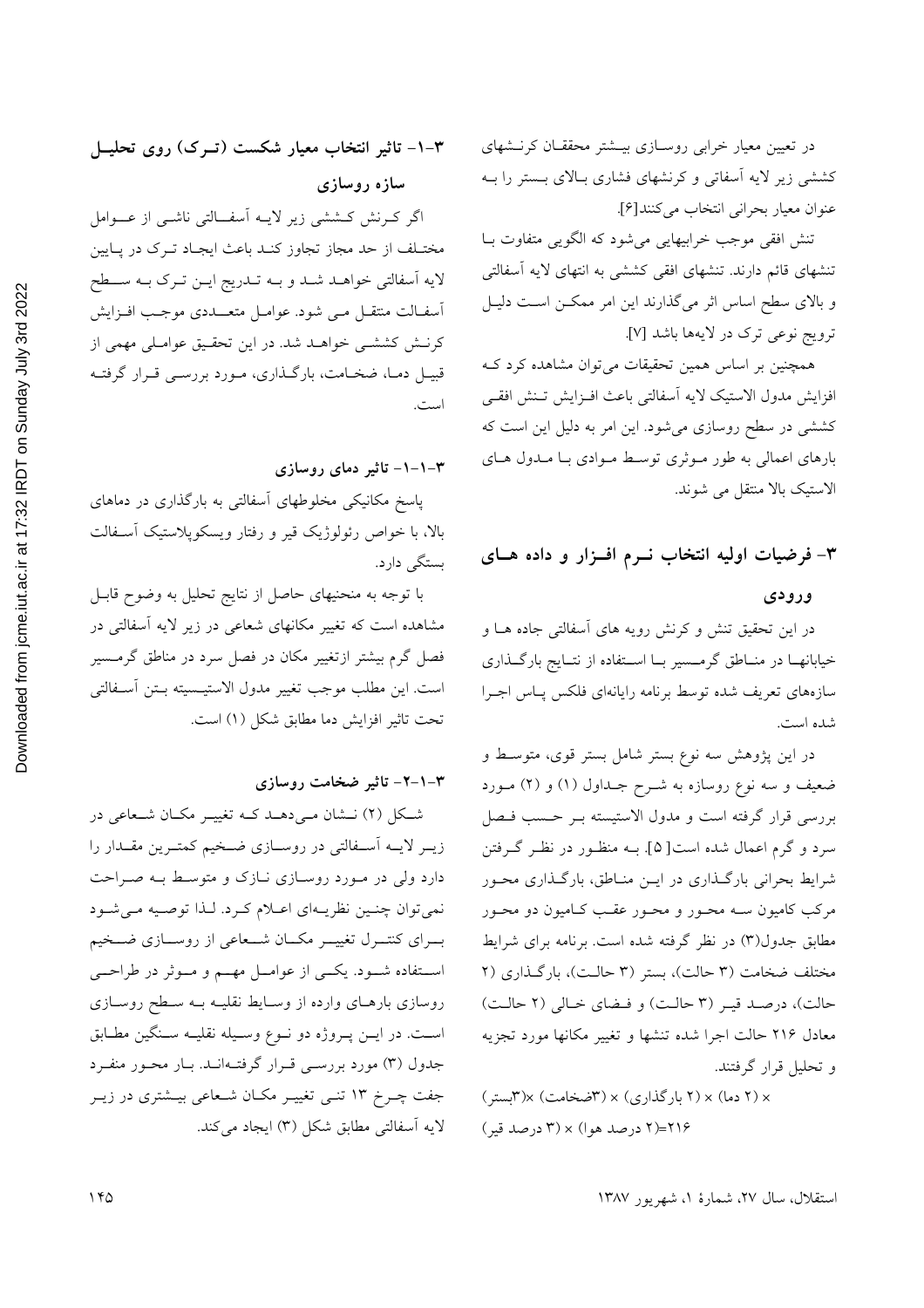در تعیین معیار خرابی روسازی بیشتر محققان کرنشهای کششی زیر لایه آسفاتی و کرنشهای فشاری بالای بستر را به عنوان معیار بحرانی انتخاب می‌کنند[۶].

تنش افقی موجب خرابیهایی می‌شود که الگویی متفاوت با تنشهای قائم دارند. تنشهای افقی کششی به انتهای لایه آسفالتی و بالای سطح اساس اثر می‌گذارند این امر ممکن است دلیل ترویج نوعی ترک در لایه‌ها باشد [۷].

همچنین بر اساس همین تحقیقات می‌توان مشاهده کرد که افزایش مدول الاستیک لایه آسفالتی باعث افزایش تنش افقی کششی در سطح روسازی می‌شود. این امر به دلیل این است که بارهای اعمالی به طور موثری توسط موادی با مدول های الاستیک بالا منتقل می شوند.

## ۳- فرضیات اولیه انتخاب نرم افزار و داده های ورودی

در این تحقیق تنش و کرنش رویه های آسفالتی جاده ها و خیابانها در مناطق گرمسیر با استفاده از نتایج بارگذاری سازه‌های تعریف شده توسط برنامه رایانه‌ای فلکس پاس اجرا شده است.

در این پژوهش سه نوع بستر شامل بستر قوی، متوسط و ضعیف و سه نوع روسازه به شرح جداول (۱) و (۲) مورد بررسی قرار گرفته است و مدول الاستیسته بر حسب فصل سرد و گرم اعمال شده است[ ۵]. به منظور در نظر گرفتن شرایط بحرانی بارگذاری در این مناطق، بارگذاری محور مرکب کامیون سه محور و محور عقب کامیون دو محور مطابق جدول(۳) در نظر گرفته شده است. برنامه برای شرایط مختلف ضخامت (۳ حالت)، بستر (۳ حالت)، بارگذاری (۲ حالت)، درصد قیر (۳ حالت) و فضای خالی (۲ حالت) معادل ۲۱۶ حالت اجرا شده تنشها و تغییر مکانها مورد تجزیه و تحلیل قرار گرفتند.

× (۲ دما) × (۲ بارگذاری) × (۳ضخامت) ×(۳بستر)
۲۱۶=(۲ درصد هوا) × (۳ درصد قیر)

### ۳-۱- تاثیر انتخاب معیار شکست (ترک) روی تحلیل سازه روسازی

اگر کرنش کششی زیر لایه آسفالتی ناشی از عوامل مختلف از حد مجاز تجاوز کند باعث ایجاد ترک در پایین لایه آسفالتی خواهد شد و به تدریج این ترک به سطح آسفالت منتقل می شود. عوامل متعددی موجب افزایش کرنش کششی خواهد شد. در این تحقیق عواملی مهمی از قبیل دما، ضخامت، بارگذاری، مورد بررسی قرار گرفته است.

#### ۳-۱-۱- تاثیر دمای روسازی

پاسخ مکانیکی مخلوطهای آسفالتی به بارگذاری در دماهای بالا، با خواص رئولوژیک قیر و رفتار ویسکوپلاستیک آسفالت بستگی دارد.

با توجه به منحنیهای حاصل از نتایج تحلیل به وضوح قابل مشاهده است که تغییر مکانهای شعاعی در زیر لایه آسفالتی در فصل گرم بیشتر ازتغییر مکان در فصل سرد در مناطق گرمسیر است. این مطلب موجب تغییر مدول الاستیسیته بتن آسفالتی تحت تاثیر افزایش دما مطابق شکل (۱) است.

#### ۳-۱-۲- تاثیر ضخامت روسازی

شکل (۲) نشان می‌دهد که تغییر مکان شعاعی در زیر لایه آسفالتی در روسازی ضخیم کمترین مقدار را دارد ولی در مورد روسازی نازک و متوسط به صراحت نمی‌توان چنین نظریه‌ای اعلام کرد. لذا توصیه می‌شود برای کنترل تغییر مکان شعاعی از روسازی ضخیم استفاده شود. یکی از عوامل مهم و موثر در طراحی روسازی بارهای وارده از وسایط نقلیه به سطح روسازی است. در این پروژه دو نوع وسیله نقلیه سنگین مطابق جدول (۳) مورد بررسی قرار گرفته‌اند. بار محور منفرد جفت چرخ ۱۳ تنی تغییر مکان شعاعی بیشتری در زیر لایه آسفالتی مطابق شکل (۳) ایجاد می‌کند.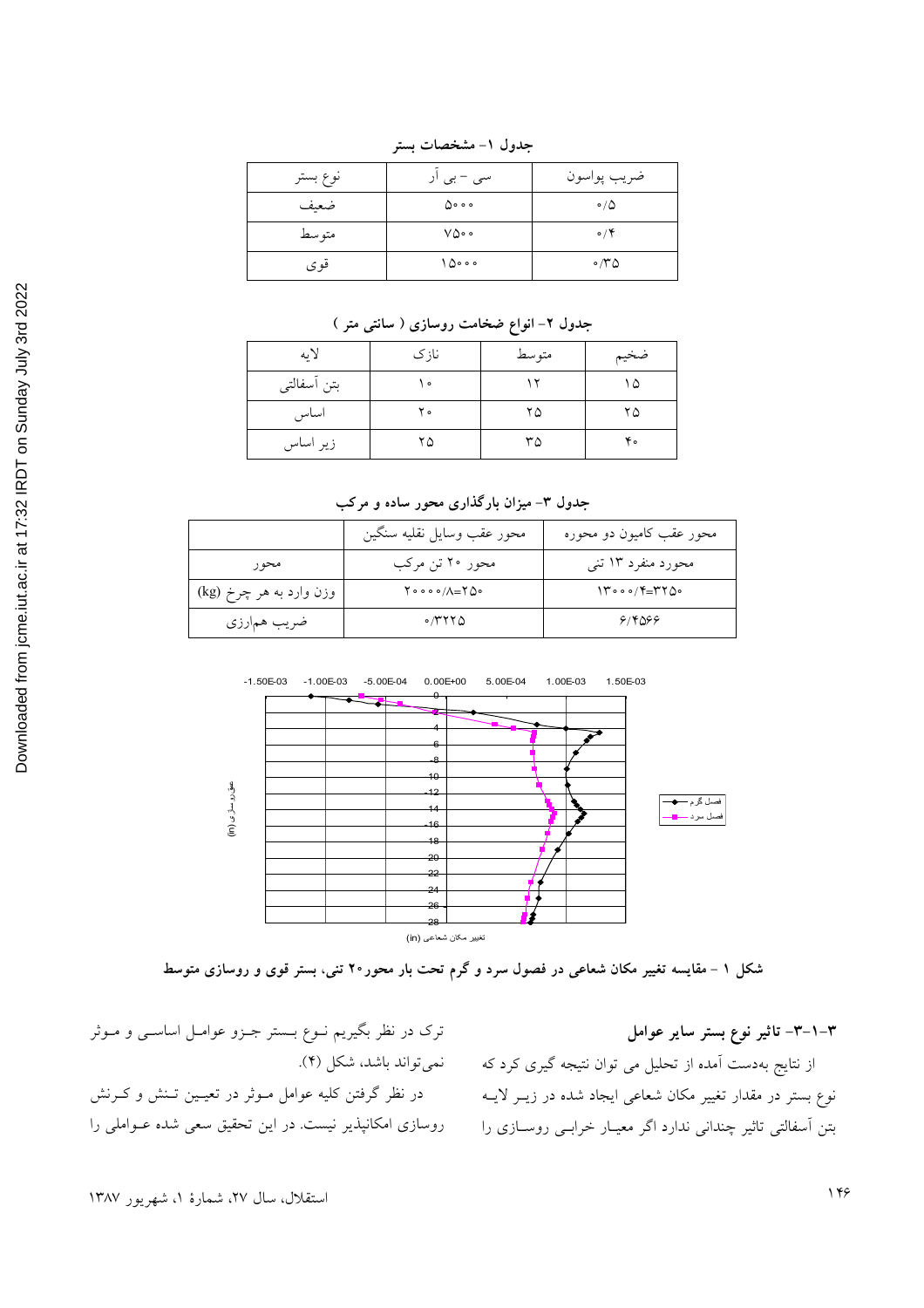جدول ۱- مشخصات بستر

| نوع بستر | سی - بی آر | ضریب پواسون |
|---|---|---|
| ضعیف | ۵۰۰۰ | ۰/۵ |
| متوسط | ۷۵۰۰ | ۰/۴ |
| قوی | ۱۵۰۰۰ | ۰/۳۵ |

جدول ۲- انواع ضخامت روسازی ( سانتی متر )

| لایه | نازک | متوسط | ضخیم |
|---|---|---|---|
| بتن آسفالتی | ۱۰ | ۱۲ | ۱۵ |
| اساس | ۲۰ | ۲۵ | ۲۵ |
| زیر اساس | ۲۵ | ۳۵ | ۴۰ |

جدول ۳- میزان بارگذاری محور ساده و مرکب

| | محور عقب وسایل نقلیه سنگین | محور عقب کامیون دو محوره |
|---|---|---|
| محور | محور ۲۰ تن مرکب | محورد منفرد ۱۳ تنی |
| وزن وارد به هر چرخ (kg) | ۲۰۰۰۰/۸=۲۵۰ | ۱۳۰۰۰/۴=۳۲۵۰ |
| ضریب همارزی | ۰/۳۲۲۵ | ۶/۴۵۶۶ |

شکل ۱ - مقایسه تغییر مکان شعاعی در فصول سرد و گرم تحت بار محور۲۰ تنی، بستر قوی و روسازی متوسط

### ۳-۱-۳- تاثیر نوع بستر سایر عوامل

از نتایج به‌دست آمده از تحلیل می توان نتیجه گیری کرد که نوع بستر در مقدار تغییر مکان شعاعی ایجاد شده در زیـر لایـه بتن آسفالتی تاثیر چندانی ندارد اگر معیـار خرابـی روسـازی را ترک در نظر بگیریم نـوع بـستر جـزو عوامـل اساسـی و مـوثر نمی‌تواند باشد، شکل (۴).

در نظر گرفتن کلیه عوامل مـوثر در تعیـین تـنش و کـرنش روسازی امکانپذیر نیست. در این تحقیق سعی شده عـواملی را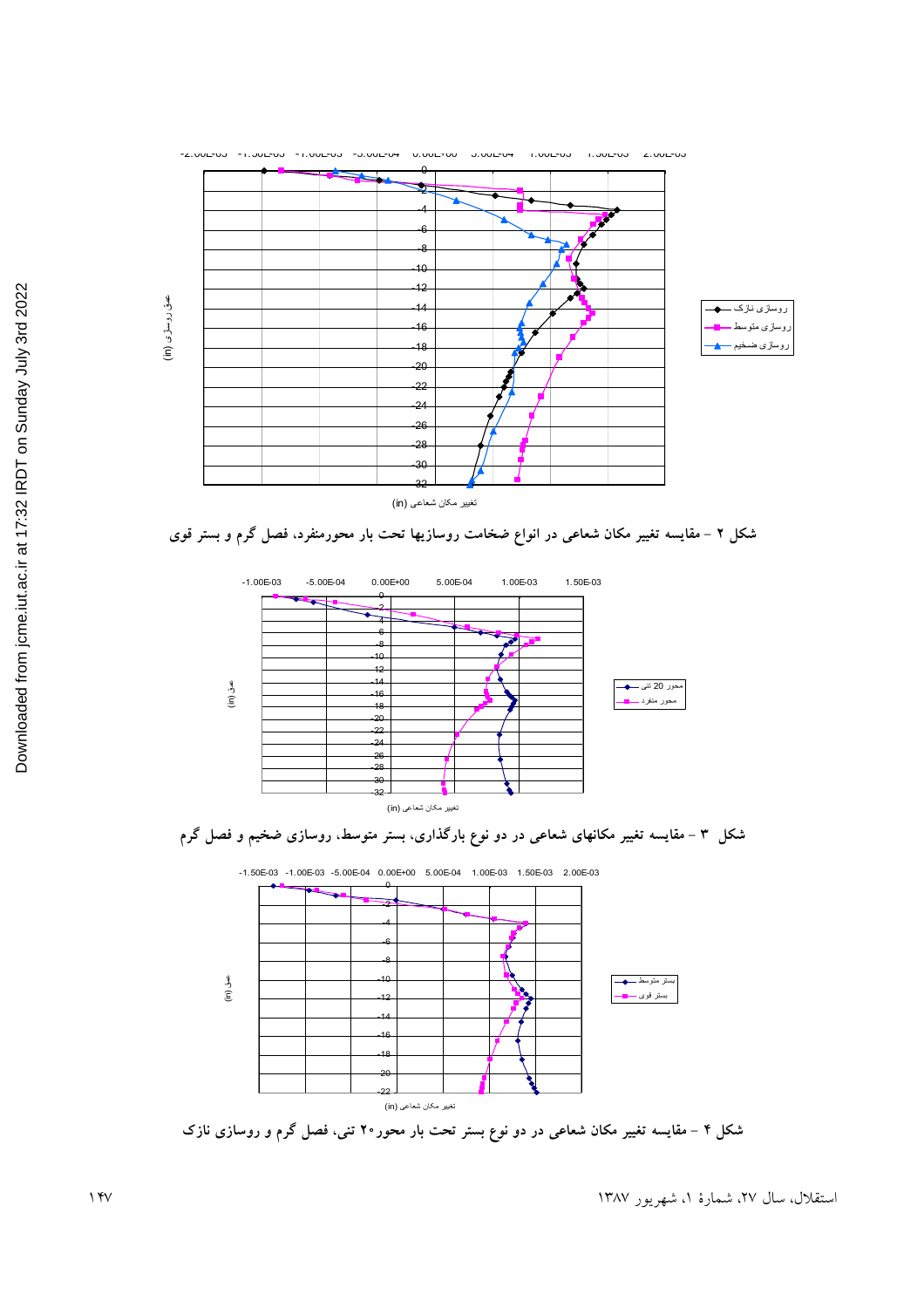شکل ۲ – مقایسه تغییر مکان شعاعی در انواع ضخامت روسازیها تحت بار محورمنفرد، فصل گرم و بستر قوی

شکل ۳ – مقایسه تغییر مکانهای شعاعی در دو نوع بارگذاری، بستر متوسط، روسازی ضخیم و فصل گرم

شکل ۴ – مقایسه تغییر مکان شعاعی در دو نوع بستر تحت بار محور۲۰ تنی، فصل گرم و روسازی نازک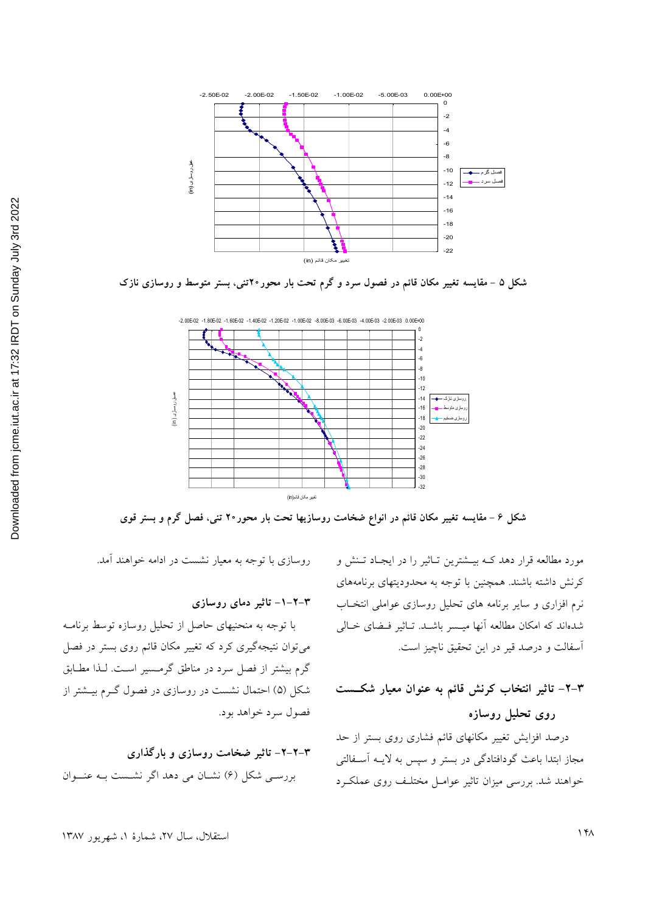شکل ۵ – مقایسه تغییر مکان قائم در فصول سرد و گرم تحت بار محور۲۰تنی، بستر متوسط و روسازی نازک

شکل ۶ – مقایسه تغییر مکان قائم در انواع ضخامت روسازیها تحت بار محور۲۰ تنی، فصل گرم و بستر قوی

مورد مطالعه قرار دهد که بیشترین تاثیر را در ایجاد تنش و کرنش داشته باشند. همچنین با توجه به محدودیتهای برنامه‌های نرم افزاری و سایر برنامه های تحلیل روسازی عواملی انتخاب شده‌اند که امکان مطالعه آنها میسر باشد. تاثیر فضای خالی آسفالت و درصد قیر در این تحقیق ناچیز است.

## ۳–۲– تاثیر انتخاب کرنش قائم به عنوان معیار شکست روی تحلیل روسازه

درصد افزایش تغییر مکانهای قائم فشاری روی بستر از حد مجاز ابتدا باعث گودافتادگی در بستر و سپس به لایه آسفالتی خواهند شد. بررسی میزان تاثیر عوامل مختلف روی عملکرد روسازی با توجه به معیار نشست در ادامه خواهند آمد.

### ۳–۲–۱– تاثیر دمای روسازی

با توجه به منحنیهای حاصل از تحلیل روسازه توسط برنامه می‌توان نتیجه‌گیری کرد که تغییر مکان قائم روی بستر در فصل گرم بیشتر از فصل سرد در مناطق گرمسیر است. لذا مطابق شکل (۵) احتمال نشست در روسازی در فصول گرم بیشتر از فصول سرد خواهد بود.

### ۳–۲–۲– تاثیر ضخامت روسازی و بارگذاری

بررسی شکل (۶) نشان می دهد اگر نشست به عنوان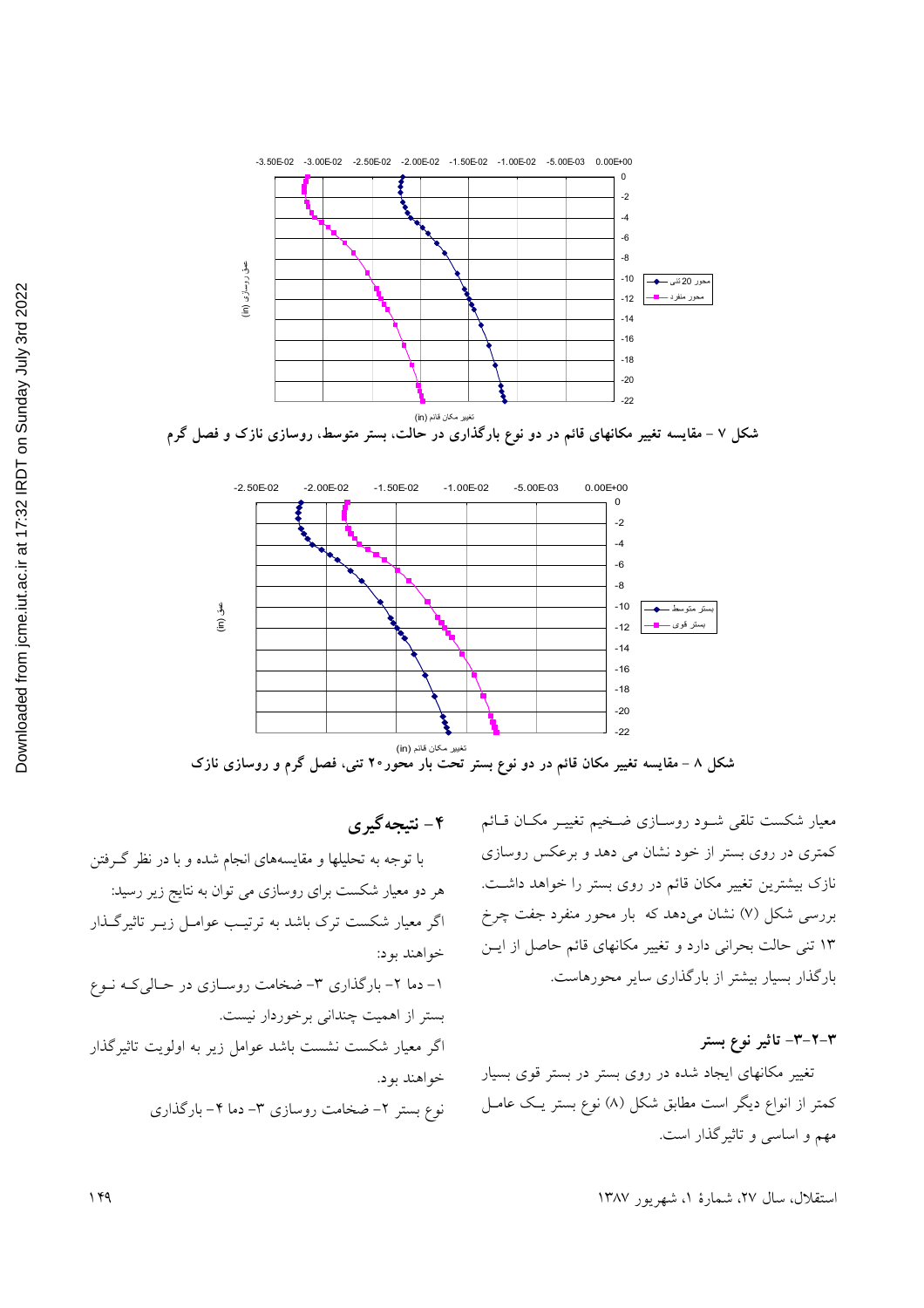شکل ۷ – مقایسه تغییر مکانهای قائم در دو نوع بارگذاری در حالت، بستر متوسط، روسازی نازک و فصل گرم

شکل ۸ – مقایسه تغییر مکان قائم در دو نوع بستر تحت بار محور۲۰ تنی، فصل گرم و روسازی نازک

معیار شکست تلقی شـود روسـازی ضـخیم تغییـر مکـان قـائم کمتری در روی بستر از خود نشان می دهد و برعکس روسازی نازک بیشترین تغییر مکان قائم در روی بستر را خواهد داشـت. بررسی شکل (۷) نشان می‌دهد که بار محور منفرد جفت چرخ ۱۳ تنی حالت بحرانی دارد و تغییر مکانهای قائم حاصل از ایـن بارگذار بسیار بیشتر از بارگذاری سایر محورهاست.

### ۳-۲-۳- تاثیر نوع بستر

تغییر مکانهای ایجاد شده در روی بستر در بستر قوی بسیار کمتر از انواع دیگر است مطابق شکل (۸) نوع بستر یـک عامـل مهم و اساسی و تاثیرگذار است.

## ۴- نتیجه‌گیری

با توجه به تحلیلها و مقایسه‌های انجام شده و با در نظر گـرفتن هر دو معیار شکست برای روسازی می توان به نتایج زیر رسید:

اگر معیار شکست ترک باشد به ترتیـب عوامـل زیـر تاثیرگـذار خواهند بود:

۱- دما ۲- بارگذاری ۳- ضخامت روسـازی در حـالی‌کـه نـوع بستر از اهمیت چندانی برخوردار نیست.

اگر معیار شکست نشست باشد عوامل زیر به اولویت تاثیرگذار خواهند بود.

نوع بستر ۲- ضخامت روسازی ۳- دما ۴- بارگذاری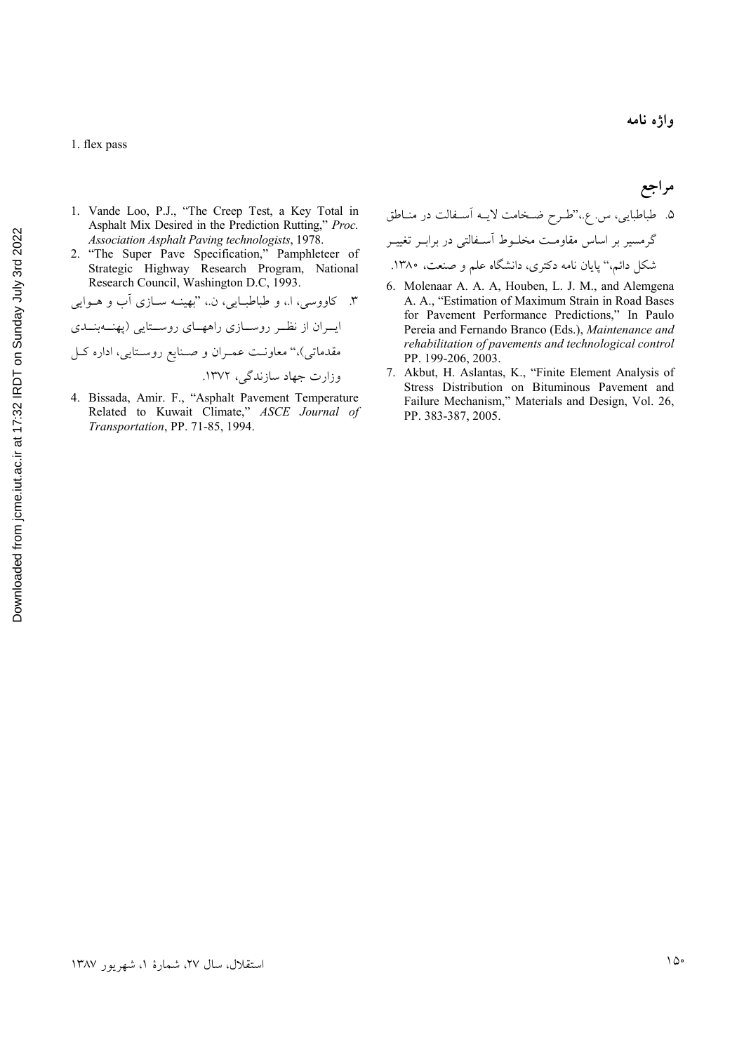## واژه نامه

1. flex pass

## مراجع

1. Vande Loo, P.J., "The Creep Test, a Key Total in Asphalt Mix Desired in the Prediction Rutting," *Proc. Association Asphalt Paving technologists*, 1978.
2. "The Super Pave Specification," Pamphleteer of Strategic Highway Research Program, National Research Council, Washington D.C, 1993.
3. کاووسی، ا، و طباطبایی، ن.، "بهینه سازی آب و هوایی ایران از نظر روسازی راههای روستایی (پهنه‌بندی مقدماتی)،" معاونت عمران و صنایع روستایی، اداره کل وزارت جهاد سازندگی، ۱۳۷۲.
4. Bissada, Amir. F., "Asphalt Pavement Temperature Related to Kuwait Climate," *ASCE Journal of Transportation*, PP. 71-85, 1994.
5. طباطبایی، س.ع.،"طرح ضخامت لایه آسفالت در مناطق گرمسیر بر اساس مقاومت مخلوط آسفالتی در برابر تغییر شکل دائم،" پایان نامه دکتری، دانشگاه علم و صنعت، ۱۳۸۰.
6. Molenaar A. A. A, Houben, L. J. M., and Alemgena A. A., "Estimation of Maximum Strain in Road Bases for Pavement Performance Predictions," In Paulo Pereia and Fernando Branco (Eds.), *Maintenance and rehabilitation of pavements and technological control* PP. 199-206, 2003.
7. Akbut, H. Aslantas, K., "Finite Element Analysis of Stress Distribution on Bituminous Pavement and Failure Mechanism," Materials and Design, Vol. 26, PP. 383-387, 2005.